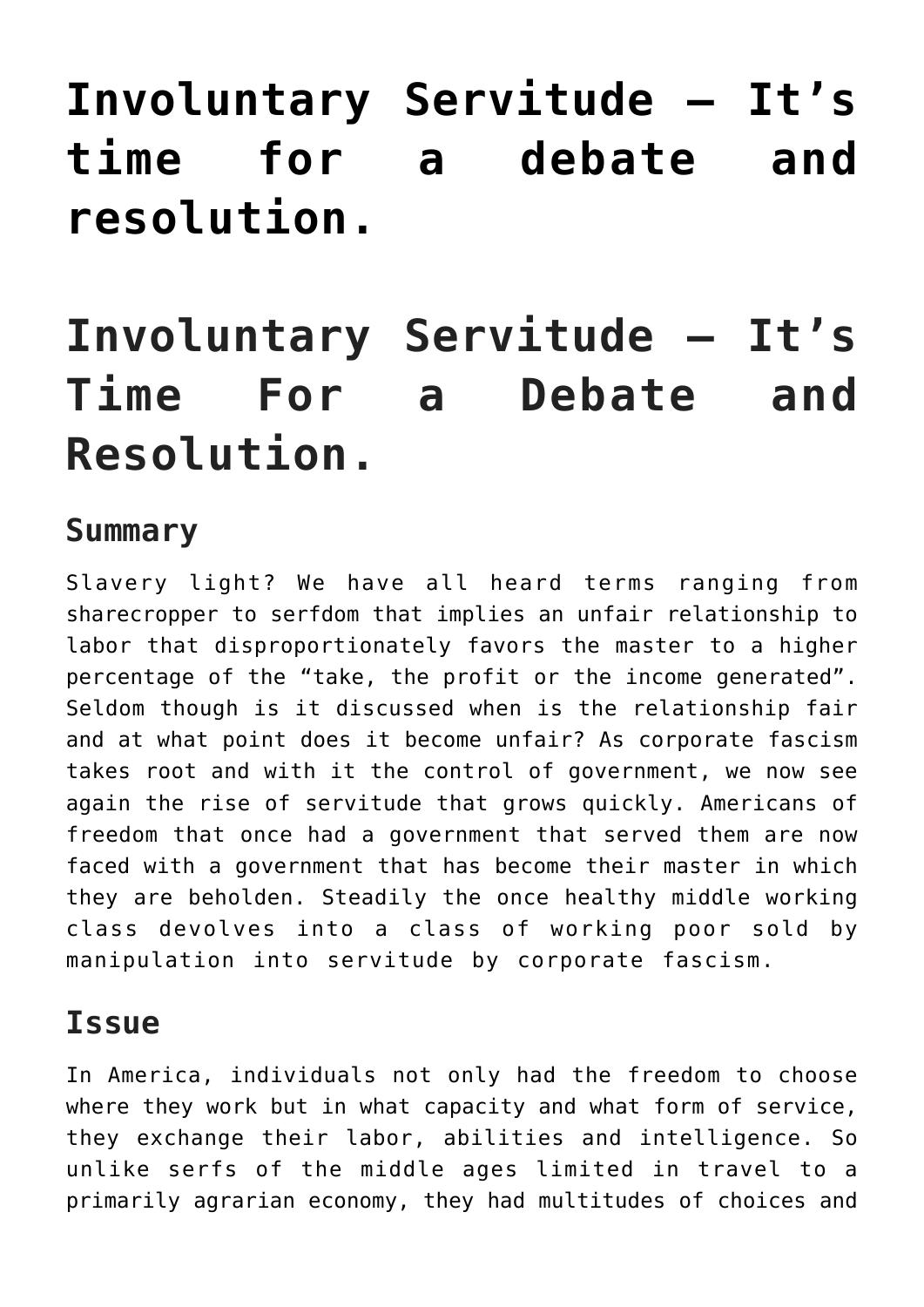# Involuntary Servitude – It's time for a debate and resolution.

# Involuntary Servitude – It's Time For a Debate and Resolution.

## Summary

Slavery light? We have all heard terms ranging from sharecropper to serfdom that implies an unfair relationship to labor that disproportionately favors the master to a higher percentage of the "take, the profit or the income generated". Seldom though is it discussed when is the relationship fair and at what point does it become unfair? As corporate fascism takes root and with it the control of government, we now see again the rise of servitude that grows quickly. Americans of freedom that once had a government that served them are now faced with a government that has become their master in which they are beholden. Steadily the once healthy middle working class devolves into a class of working poor sold by manipulation into servitude by corporate fascism.

## Issue

In America, individuals not only had the freedom to choose where they work but in what capacity and what form of service, they exchange their labor, abilities and intelligence. So unlike serfs of the middle ages limited in travel to a primarily agrarian economy, they had multitudes of choices and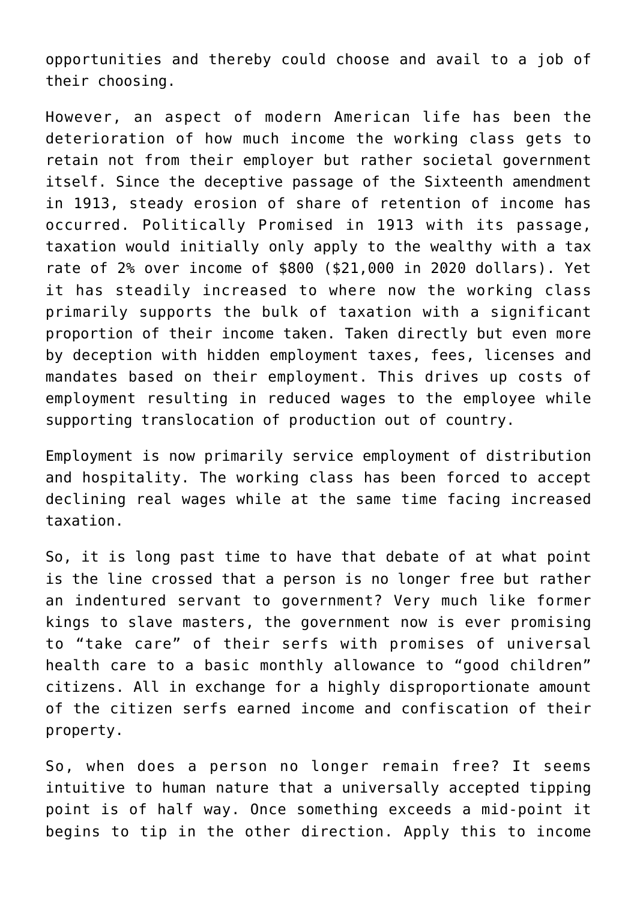opportunities and thereby could choose and avail to a job of their choosing.

However, an aspect of modern American life has been the deterioration of how much income the working class gets to retain not from their employer but rather societal government itself. Since the deceptive passage of the Sixteenth amendment in 1913, steady erosion of share of retention of income has occurred. Politically Promised in 1913 with its passage, taxation would initially only apply to the wealthy with a tax rate of 2% over income of $800 ($21,000 in 2020 dollars). Yet it has steadily increased to where now the working class primarily supports the bulk of taxation with a significant proportion of their income taken. Taken directly but even more by deception with hidden employment taxes, fees, licenses and mandates based on their employment. This drives up costs of employment resulting in reduced wages to the employee while supporting translocation of production out of country.

Employment is now primarily service employment of distribution and hospitality. The working class has been forced to accept declining real wages while at the same time facing increased taxation.

So, it is long past time to have that debate of at what point is the line crossed that a person is no longer free but rather an indentured servant to government? Very much like former kings to slave masters, the government now is ever promising to "take care" of their serfs with promises of universal health care to a basic monthly allowance to "good children" citizens. All in exchange for a highly disproportionate amount of the citizen serfs earned income and confiscation of their property.

So, when does a person no longer remain free? It seems intuitive to human nature that a universally accepted tipping point is of half way. Once something exceeds a mid-point it begins to tip in the other direction. Apply this to income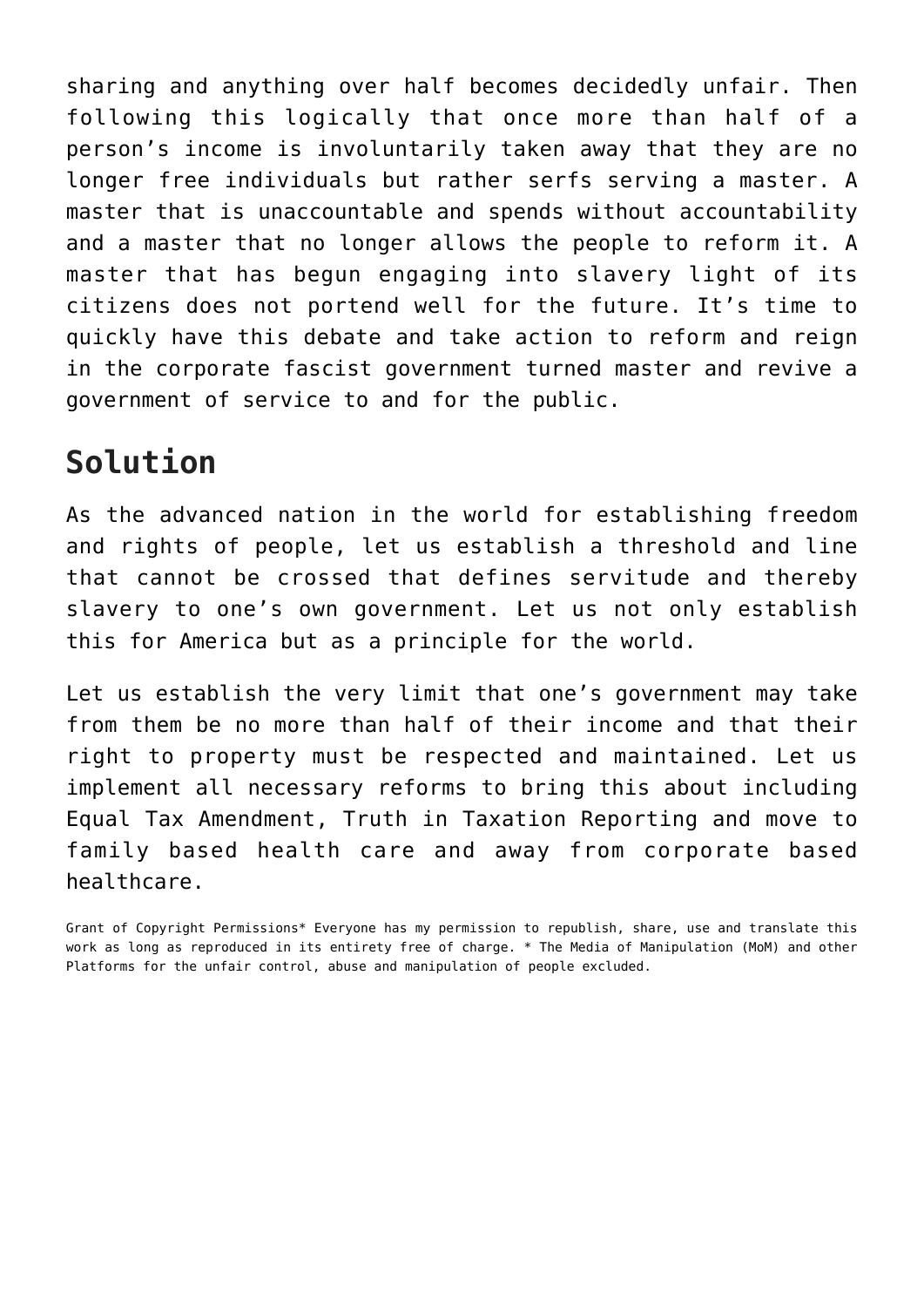sharing and anything over half becomes decidedly unfair. Then following this logically that once more than half of a person's income is involuntarily taken away that they are no longer free individuals but rather serfs serving a master. A master that is unaccountable and spends without accountability and a master that no longer allows the people to reform it. A master that has begun engaging into slavery light of its citizens does not portend well for the future. It's time to quickly have this debate and take action to reform and reign in the corporate fascist government turned master and revive a government of service to and for the public.

## Solution

As the advanced nation in the world for establishing freedom and rights of people, let us establish a threshold and line that cannot be crossed that defines servitude and thereby slavery to one's own government. Let us not only establish this for America but as a principle for the world.

Let us establish the very limit that one's government may take from them be no more than half of their income and that their right to property must be respected and maintained. Let us implement all necessary reforms to bring this about including Equal Tax Amendment, Truth in Taxation Reporting and move to family based health care and away from corporate based healthcare.

Grant of Copyright Permissions* Everyone has my permission to republish, share, use and translate this work as long as reproduced in its entirety free of charge. * The Media of Manipulation (MoM) and other Platforms for the unfair control, abuse and manipulation of people excluded.